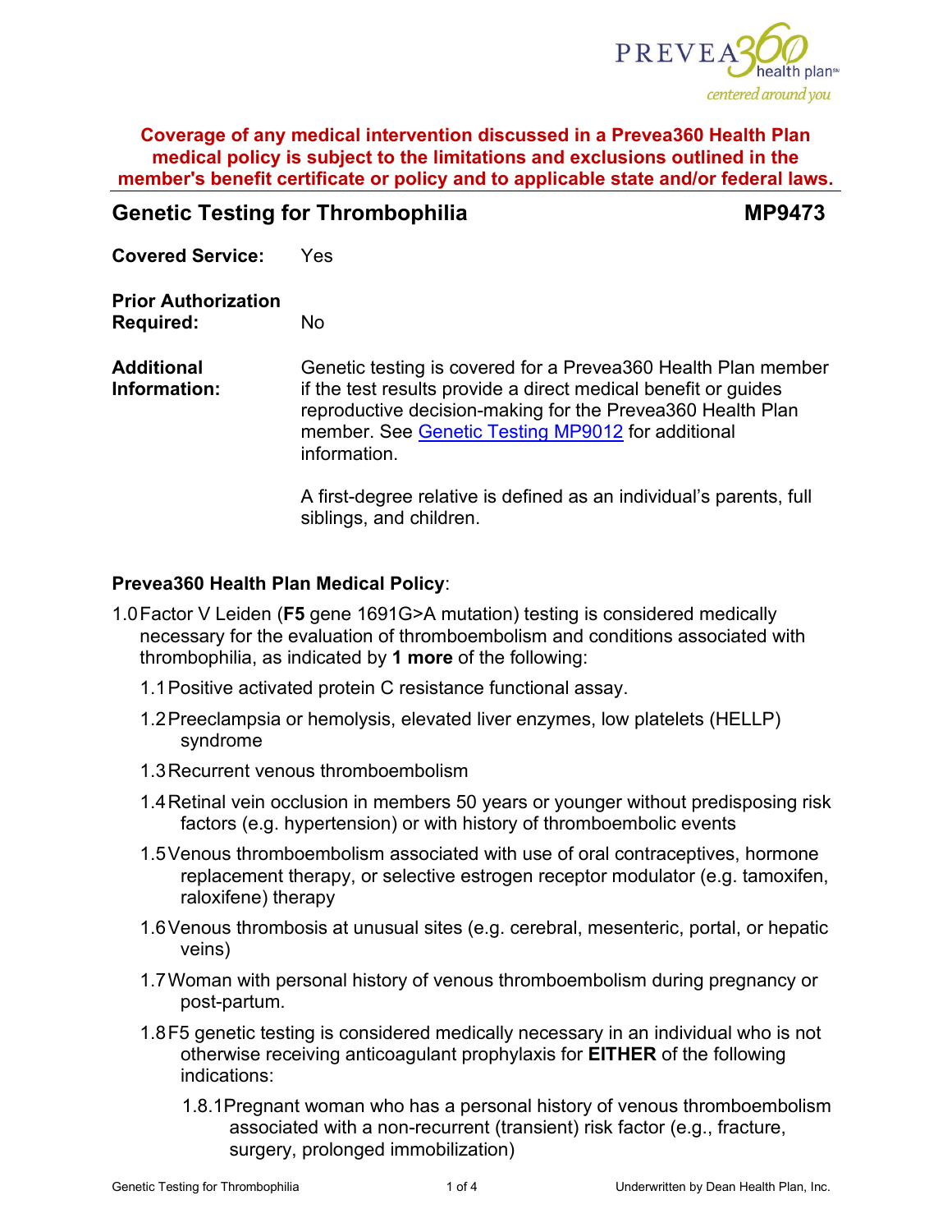**Coverage of any medical intervention discussed in a Prevea360 Health Plan medical policy is subject to the limitations and exclusions outlined in the member's benefit certificate or policy and to applicable state and/or federal laws.**

## Genetic Testing for Thrombophilia — MP9473

**Covered Service:** Yes

**Prior Authorization Required:** No

**Additional Information:** Genetic testing is covered for a Prevea360 Health Plan member if the test results provide a direct medical benefit or guides reproductive decision-making for the Prevea360 Health Plan member. See [Genetic Testing MP9012] for additional information.

A first-degree relative is defined as an individual's parents, full siblings, and children.

**Prevea360 Health Plan Medical Policy**:

1.0 Factor V Leiden (**F5** gene 1691G>A mutation) testing is considered medically necessary for the evaluation of thromboembolism and conditions associated with thrombophilia, as indicated by **1 more** of the following:

- 1.1 Positive activated protein C resistance functional assay.
- 1.2 Preeclampsia or hemolysis, elevated liver enzymes, low platelets (HELLP) syndrome
- 1.3 Recurrent venous thromboembolism
- 1.4 Retinal vein occlusion in members 50 years or younger without predisposing risk factors (e.g. hypertension) or with history of thromboembolic events
- 1.5 Venous thromboembolism associated with use of oral contraceptives, hormone replacement therapy, or selective estrogen receptor modulator (e.g. tamoxifen, raloxifene) therapy
- 1.6 Venous thrombosis at unusual sites (e.g. cerebral, mesenteric, portal, or hepatic veins)
- 1.7 Woman with personal history of venous thromboembolism during pregnancy or post-partum.
- 1.8 F5 genetic testing is considered medically necessary in an individual who is not otherwise receiving anticoagulant prophylaxis for **EITHER** of the following indications:
  - 1.8.1 Pregnant woman who has a personal history of venous thromboembolism associated with a non-recurrent (transient) risk factor (e.g., fracture, surgery, prolonged immobilization)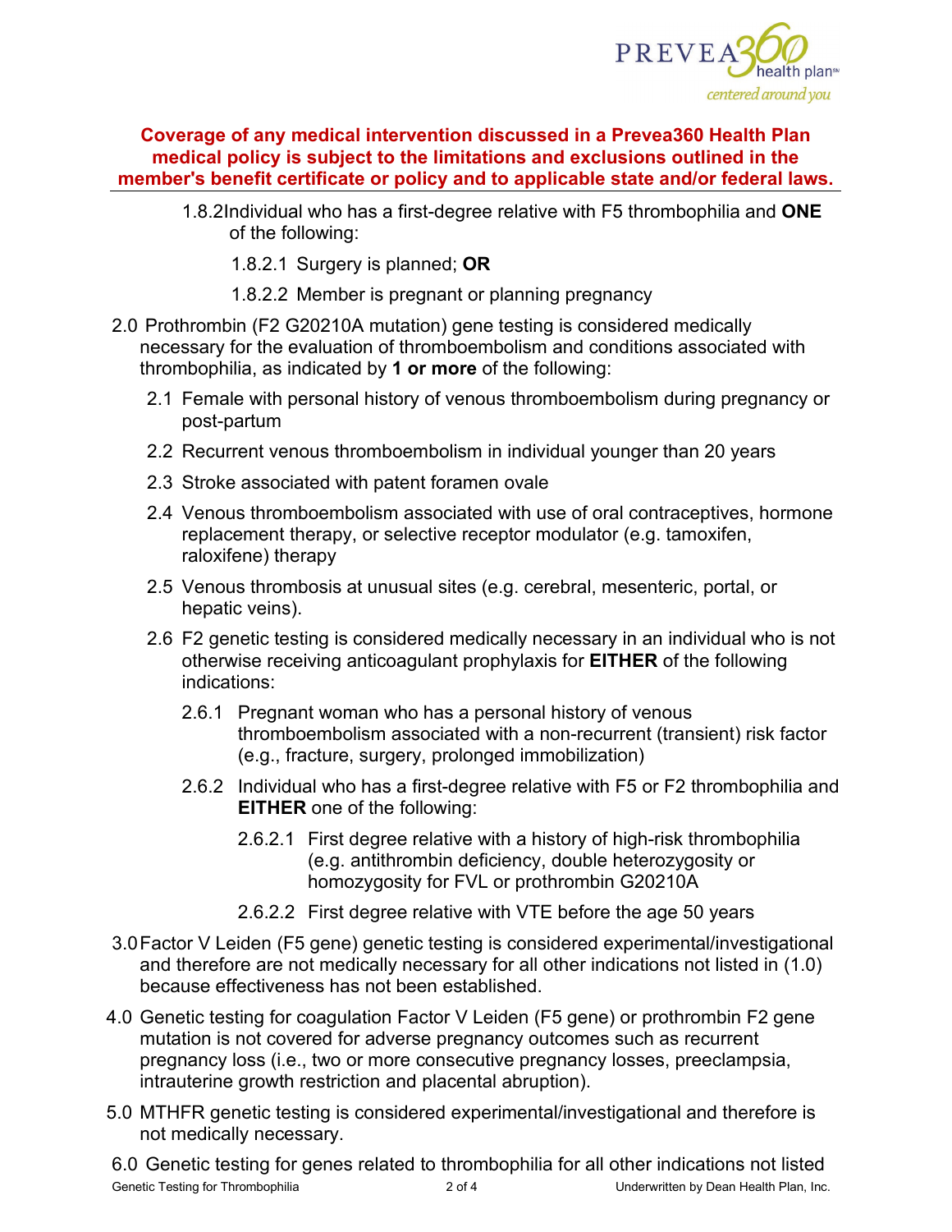**Coverage of any medical intervention discussed in a Prevea360 Health Plan medical policy is subject to the limitations and exclusions outlined in the member's benefit certificate or policy and to applicable state and/or federal laws.**

- 1.8.2 Individual who has a first-degree relative with F5 thrombophilia and **ONE** of the following:
  - 1.8.2.1 Surgery is planned; **OR**
  - 1.8.2.2 Member is pregnant or planning pregnancy

2.0 Prothrombin (F2 G20210A mutation) gene testing is considered medically necessary for the evaluation of thromboembolism and conditions associated with thrombophilia, as indicated by **1 or more** of the following:

- 2.1 Female with personal history of venous thromboembolism during pregnancy or post-partum
- 2.2 Recurrent venous thromboembolism in individual younger than 20 years
- 2.3 Stroke associated with patent foramen ovale
- 2.4 Venous thromboembolism associated with use of oral contraceptives, hormone replacement therapy, or selective receptor modulator (e.g. tamoxifen, raloxifene) therapy
- 2.5 Venous thrombosis at unusual sites (e.g. cerebral, mesenteric, portal, or hepatic veins).
- 2.6 F2 genetic testing is considered medically necessary in an individual who is not otherwise receiving anticoagulant prophylaxis for **EITHER** of the following indications:
  - 2.6.1 Pregnant woman who has a personal history of venous thromboembolism associated with a non-recurrent (transient) risk factor (e.g., fracture, surgery, prolonged immobilization)
  - 2.6.2 Individual who has a first-degree relative with F5 or F2 thrombophilia and **EITHER** one of the following:
    - 2.6.2.1 First degree relative with a history of high-risk thrombophilia (e.g. antithrombin deficiency, double heterozygosity or homozygosity for FVL or prothrombin G20210A
    - 2.6.2.2 First degree relative with VTE before the age 50 years

3.0 Factor V Leiden (F5 gene) genetic testing is considered experimental/investigational and therefore are not medically necessary for all other indications not listed in (1.0) because effectiveness has not been established.

4.0 Genetic testing for coagulation Factor V Leiden (F5 gene) or prothrombin F2 gene mutation is not covered for adverse pregnancy outcomes such as recurrent pregnancy loss (i.e., two or more consecutive pregnancy losses, preeclampsia, intrauterine growth restriction and placental abruption).

5.0 MTHFR genetic testing is considered experimental/investigational and therefore is not medically necessary.

6.0 Genetic testing for genes related to thrombophilia for all other indications not listed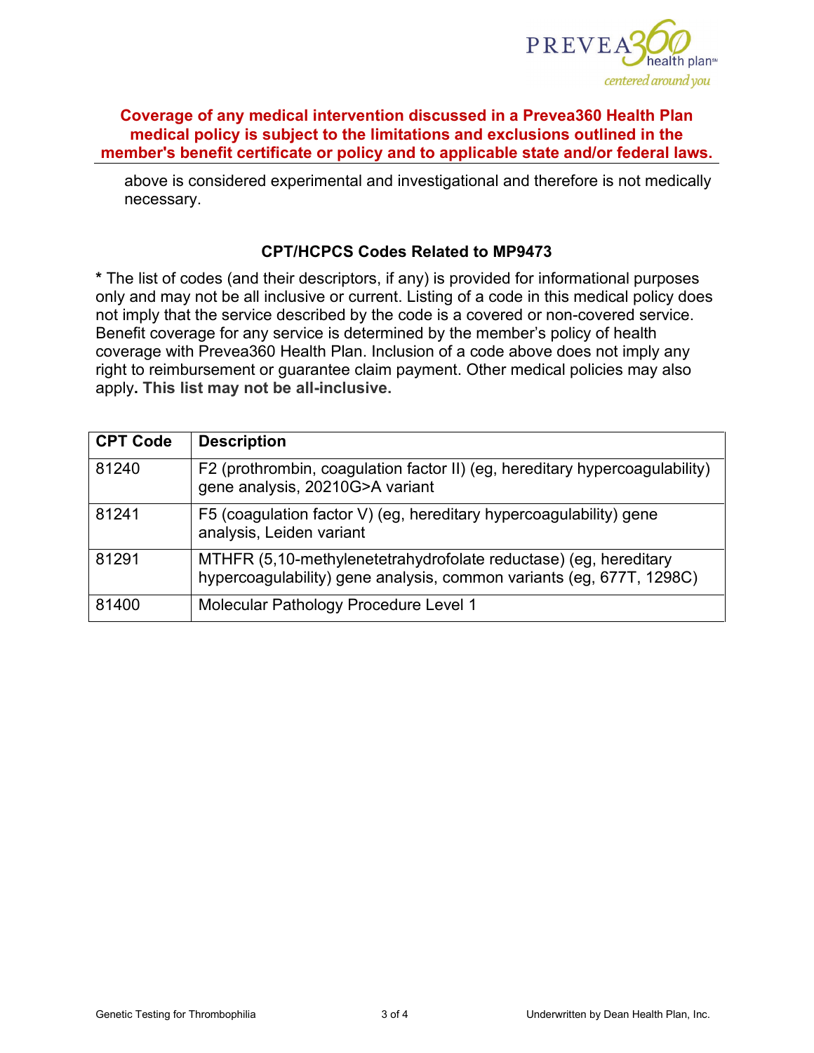**Coverage of any medical intervention discussed in a Prevea360 Health Plan medical policy is subject to the limitations and exclusions outlined in the member's benefit certificate or policy and to applicable state and/or federal laws.**

above is considered experimental and investigational and therefore is not medically necessary.

### CPT/HCPCS Codes Related to MP9473

**\*** The list of codes (and their descriptors, if any) is provided for informational purposes only and may not be all inclusive or current. Listing of a code in this medical policy does not imply that the service described by the code is a covered or non-covered service. Benefit coverage for any service is determined by the member's policy of health coverage with Prevea360 Health Plan. Inclusion of a code above does not imply any right to reimbursement or guarantee claim payment. Other medical policies may also apply**. This list may not be all-inclusive.**

| CPT Code | Description |
|---|---|
| 81240 | F2 (prothrombin, coagulation factor II) (eg, hereditary hypercoagulability) gene analysis, 20210G>A variant |
| 81241 | F5 (coagulation factor V) (eg, hereditary hypercoagulability) gene analysis, Leiden variant |
| 81291 | MTHFR (5,10-methylenetetrahydrofolate reductase) (eg, hereditary hypercoagulability) gene analysis, common variants (eg, 677T, 1298C) |
| 81400 | Molecular Pathology Procedure Level 1 |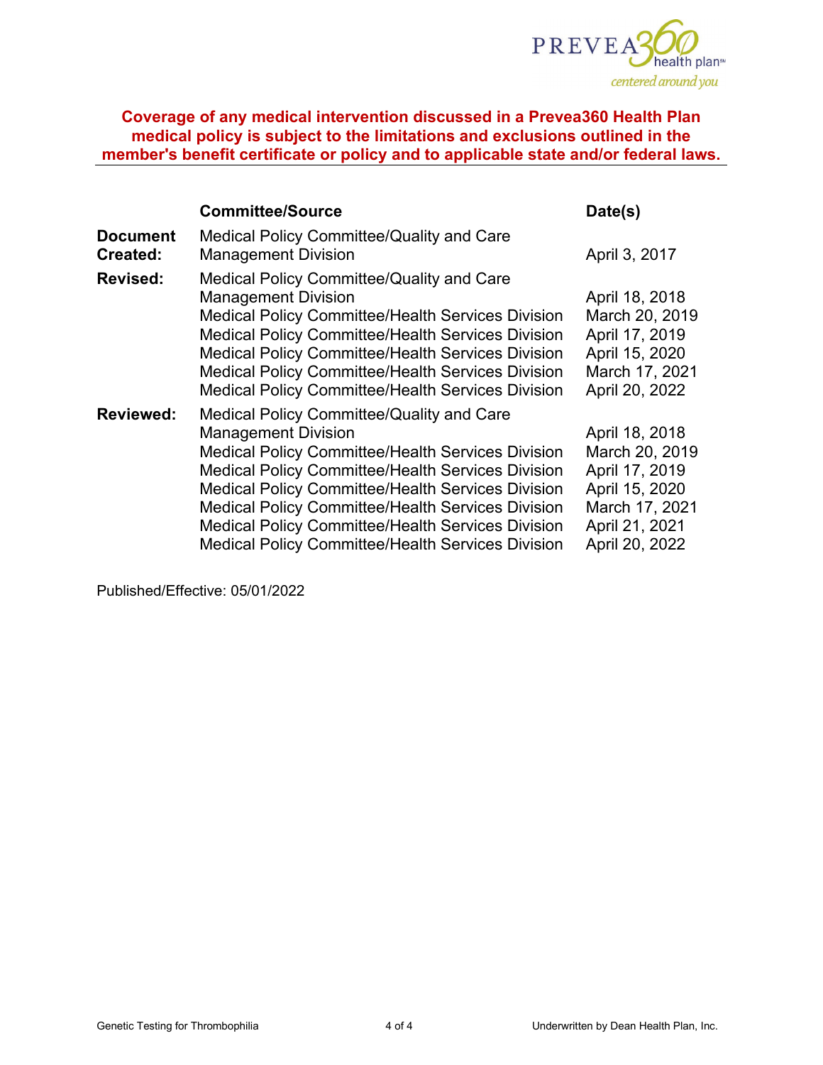**Coverage of any medical intervention discussed in a Prevea360 Health Plan medical policy is subject to the limitations and exclusions outlined in the member's benefit certificate or policy and to applicable state and/or federal laws.**

---

| | Committee/Source | Date(s) |
|---|---|---|
| **Document Created:** | Medical Policy Committee/Quality and Care Management Division | April 3, 2017 |
| **Revised:** | Medical Policy Committee/Quality and Care Management Division | April 18, 2018 |
| | Medical Policy Committee/Health Services Division | March 20, 2019 |
| | Medical Policy Committee/Health Services Division | April 17, 2019 |
| | Medical Policy Committee/Health Services Division | April 15, 2020 |
| | Medical Policy Committee/Health Services Division | March 17, 2021 |
| | Medical Policy Committee/Health Services Division | April 20, 2022 |
| **Reviewed:** | Medical Policy Committee/Quality and Care Management Division | April 18, 2018 |
| | Medical Policy Committee/Health Services Division | March 20, 2019 |
| | Medical Policy Committee/Health Services Division | April 17, 2019 |
| | Medical Policy Committee/Health Services Division | April 15, 2020 |
| | Medical Policy Committee/Health Services Division | March 17, 2021 |
| | Medical Policy Committee/Health Services Division | April 21, 2021 |
| | Medical Policy Committee/Health Services Division | April 20, 2022 |

Published/Effective: 05/01/2022